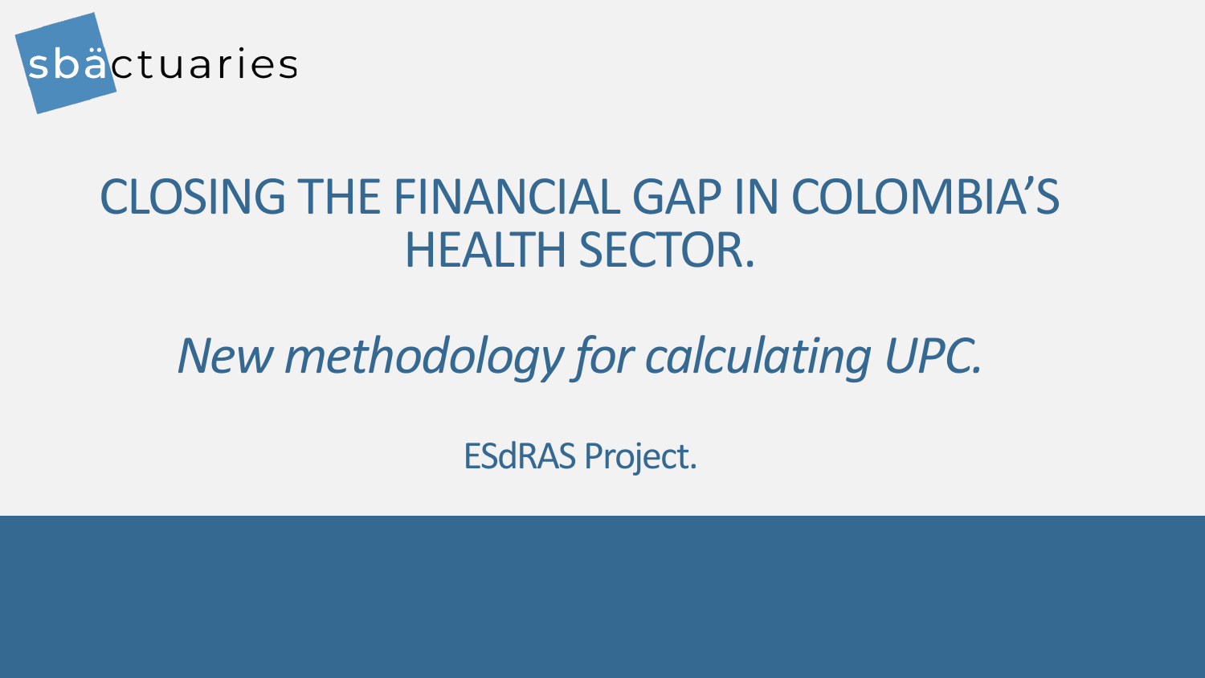sbäctuaries

# CLOSING THE FINANCIAL GAP IN COLOMBIA'S HEALTH SECTOR.

## *New methodology for calculating UPC.*

ESdRAS Project.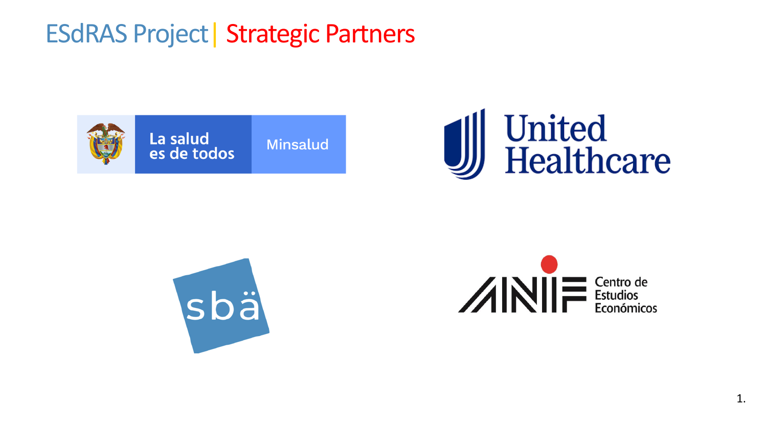# ESdRAS Project | Strategic Partners

La salud es de todos

Minsalud

United Healthcare

sbä

ANIF Centro de Estudios Económicos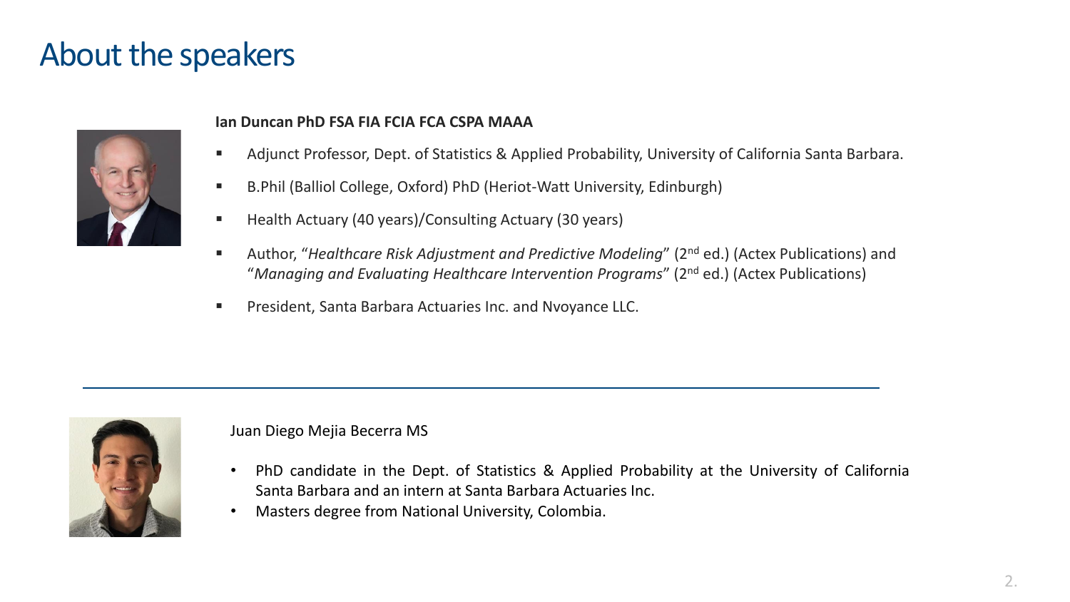# About the speakers

**Ian Duncan PhD FSA FIA FCIA FCA CSPA MAAA**

- Adjunct Professor, Dept. of Statistics & Applied Probability, University of California Santa Barbara.
- B.Phil (Balliol College, Oxford) PhD (Heriot-Watt University, Edinburgh)
- Health Actuary (40 years)/Consulting Actuary (30 years)
- Author, "*Healthcare Risk Adjustment and Predictive Modeling*" (2nd ed.) (Actex Publications) and "*Managing and Evaluating Healthcare Intervention Programs*" (2nd ed.) (Actex Publications)
- President, Santa Barbara Actuaries Inc. and Nvoyance LLC.

---

Juan Diego Mejia Becerra MS

- PhD candidate in the Dept. of Statistics & Applied Probability at the University of California Santa Barbara and an intern at Santa Barbara Actuaries Inc.
- Masters degree from National University, Colombia.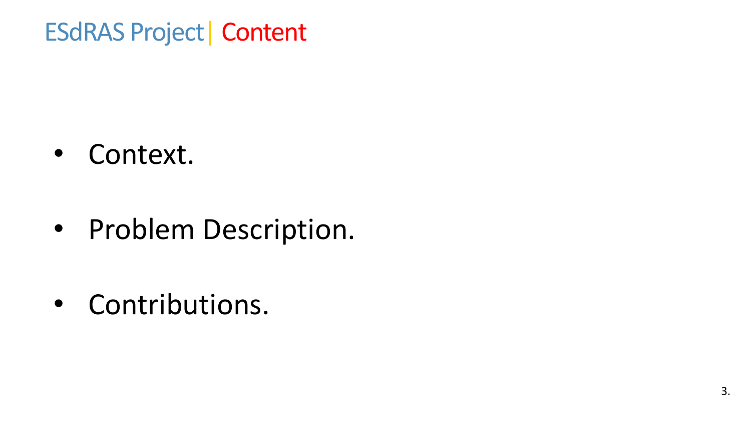# ESdRAS Project | Content

- Context.
- Problem Description.
- Contributions.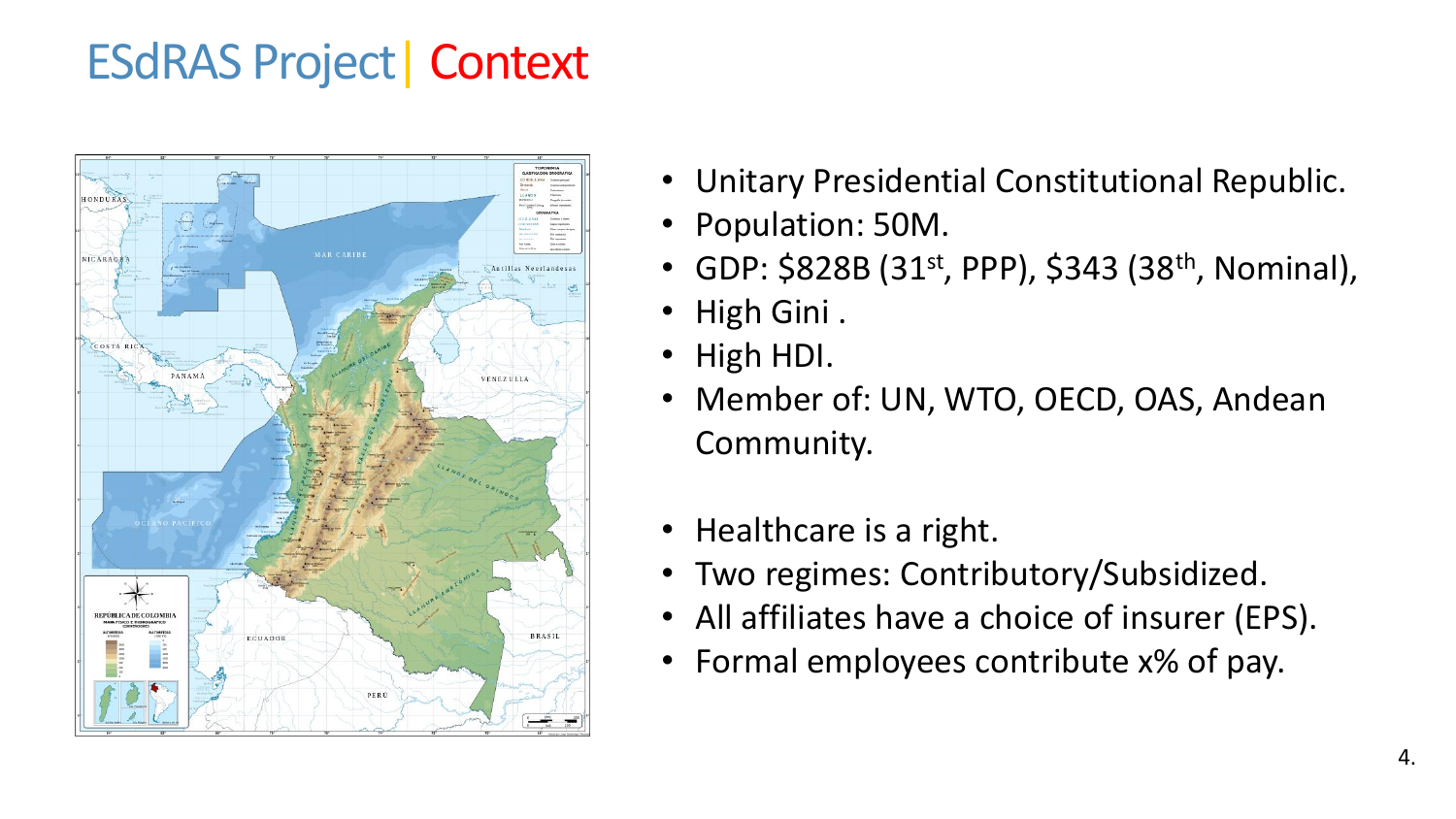# ESdRAS Project | Context

- Unitary Presidential Constitutional Republic.
- Population: 50M.
- GDP: $828B (31st, PPP), $343 (38th, Nominal),
- High Gini .
- High HDI.
- Member of: UN, WTO, OECD, OAS, Andean Community.

- Healthcare is a right.
- Two regimes: Contributory/Subsidized.
- All affiliates have a choice of insurer (EPS).
- Formal employees contribute x% of pay.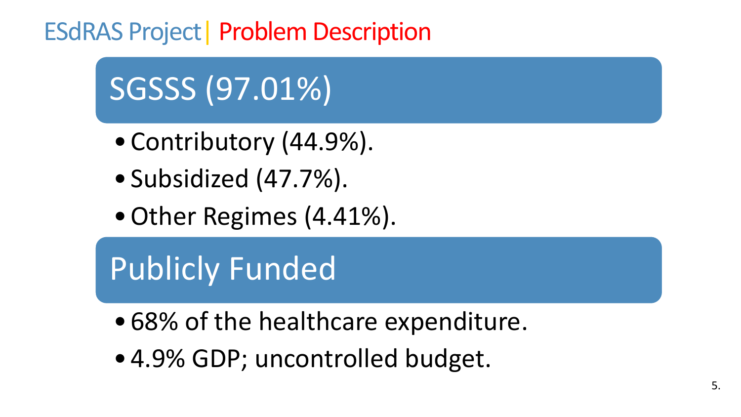# ESdRAS Project | Problem Description

## SGSSS (97.01%)

- Contributory (44.9%).
- Subsidized (47.7%).
- Other Regimes (4.41%).

## Publicly Funded

- 68% of the healthcare expenditure.
- 4.9% GDP; uncontrolled budget.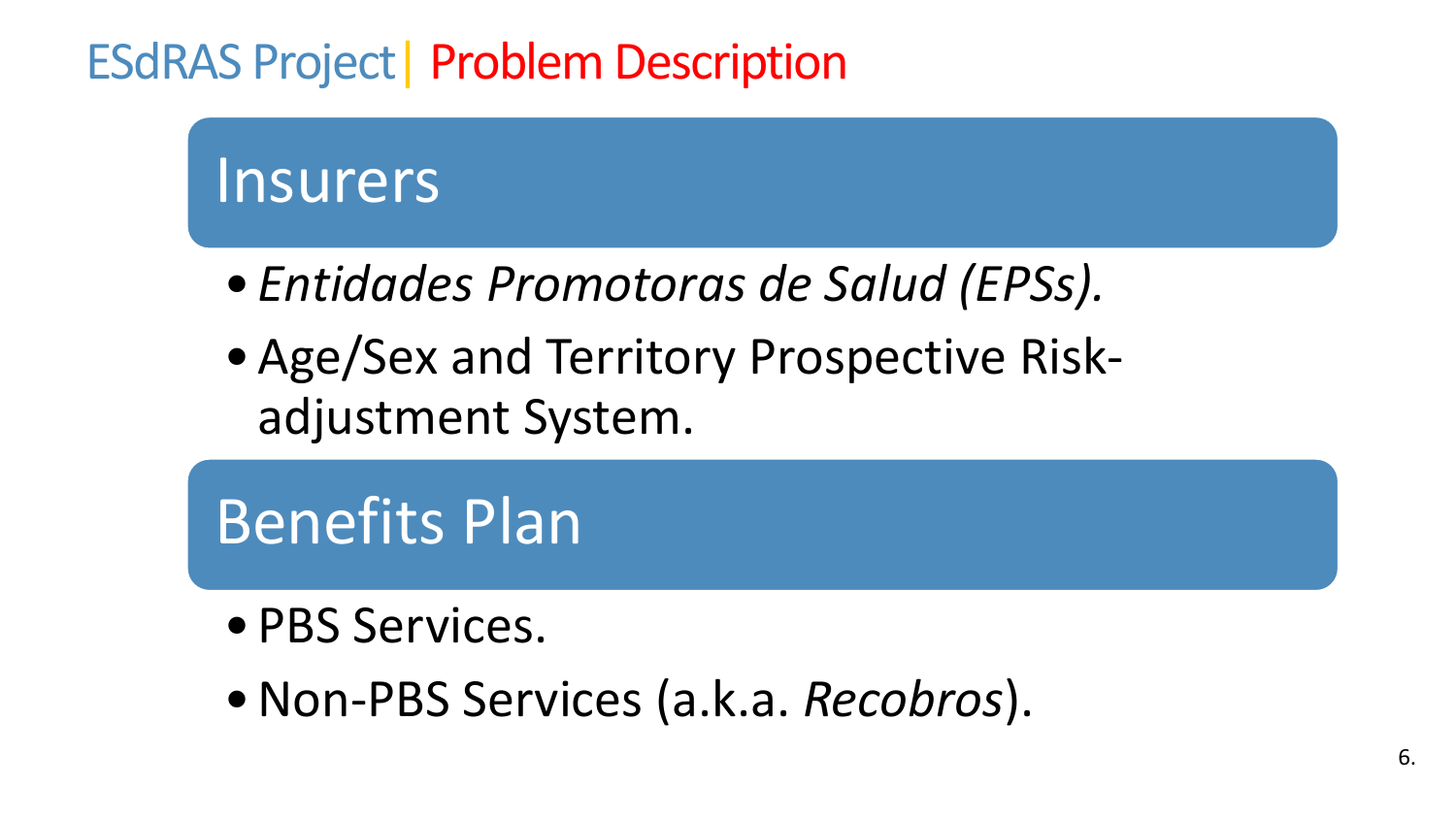# ESdRAS Project | Problem Description

## Insurers

- *Entidades Promotoras de Salud (EPSs).*
- Age/Sex and Territory Prospective Risk-adjustment System.

## Benefits Plan

- PBS Services.
- Non-PBS Services (a.k.a. *Recobros*).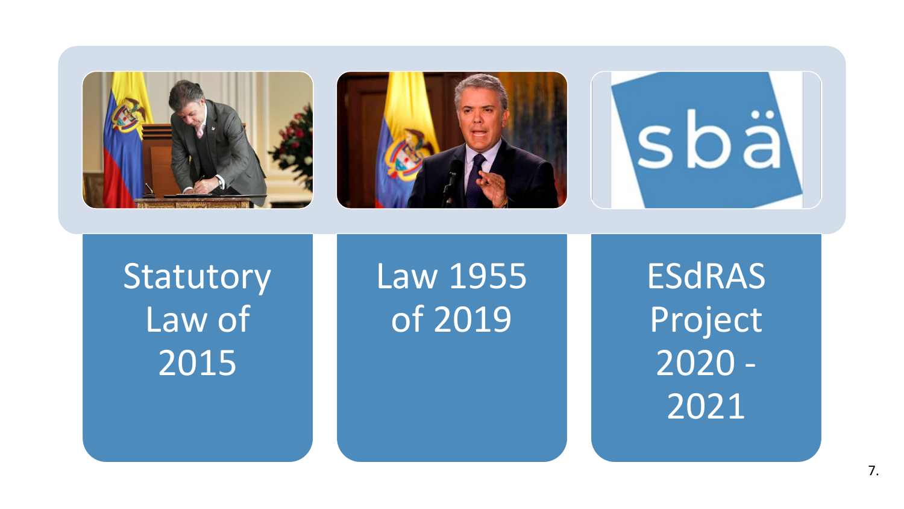Statutory Law of 2015

Law 1955 of 2019

ESdRAS Project 2020 - 2021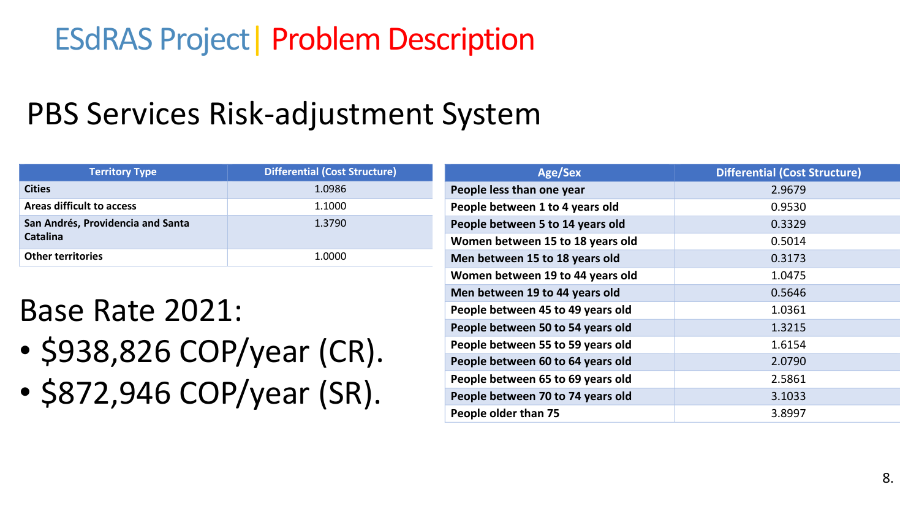# ESdRAS Project | Problem Description

## PBS Services Risk-adjustment System

| Territory Type | Differential (Cost Structure) |
| --- | --- |
| **Cities** | 1.0986 |
| **Areas difficult to access** | 1.1000 |
| **San Andrés, Providencia and Santa Catalina** | 1.3790 |
| **Other territories** | 1.0000 |

Base Rate 2021:

- $938,826 COP/year (CR).
- $872,946 COP/year (SR).

| Age/Sex | Differential (Cost Structure) |
| --- | --- |
| **People less than one year** | 2.9679 |
| **People between 1 to 4 years old** | 0.9530 |
| **People between 5 to 14 years old** | 0.3329 |
| **Women between 15 to 18 years old** | 0.5014 |
| **Men between 15 to 18 years old** | 0.3173 |
| **Women between 19 to 44 years old** | 1.0475 |
| **Men between 19 to 44 years old** | 0.5646 |
| **People between 45 to 49 years old** | 1.0361 |
| **People between 50 to 54 years old** | 1.3215 |
| **People between 55 to 59 years old** | 1.6154 |
| **People between 60 to 64 years old** | 2.0790 |
| **People between 65 to 69 years old** | 2.5861 |
| **People between 70 to 74 years old** | 3.1033 |
| **People older than 75** | 3.8997 |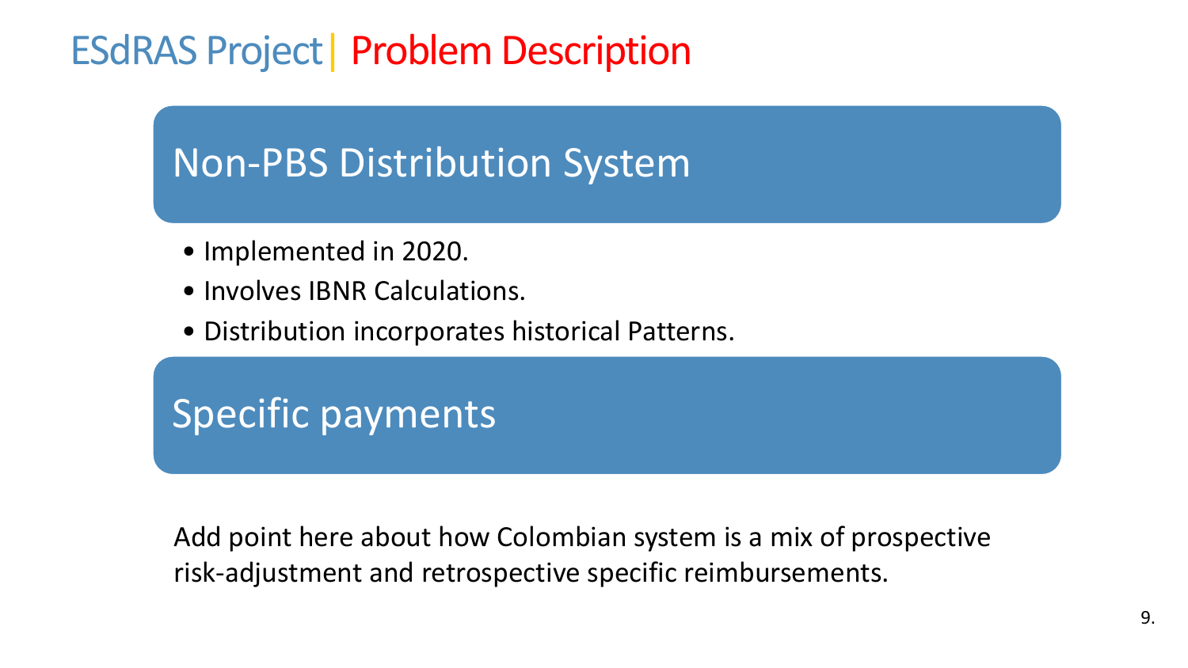# ESdRAS Project | Problem Description

## Non-PBS Distribution System

- Implemented in 2020.
- Involves IBNR Calculations.
- Distribution incorporates historical Patterns.

## Specific payments

Add point here about how Colombian system is a mix of prospective risk-adjustment and retrospective specific reimbursements.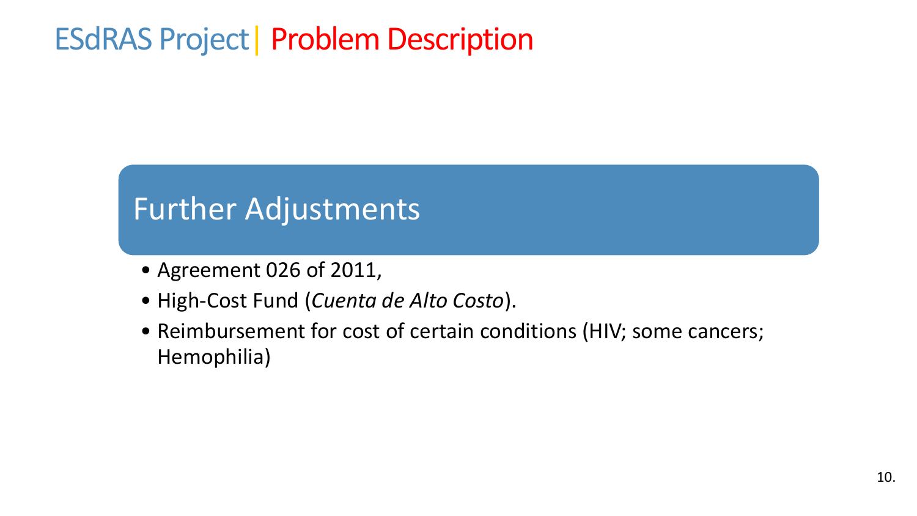# ESdRAS Project | Problem Description

## Further Adjustments

- Agreement 026 of 2011,
- High-Cost Fund (*Cuenta de Alto Costo*).
- Reimbursement for cost of certain conditions (HIV; some cancers; Hemophilia)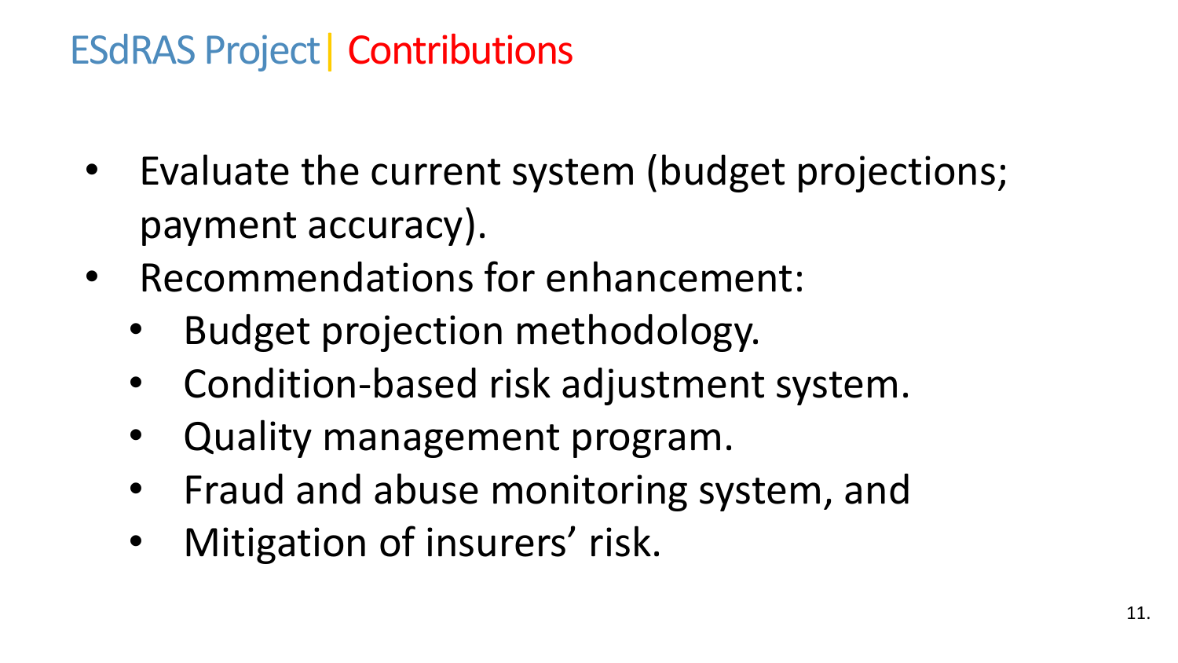# ESdRAS Project | Contributions

- Evaluate the current system (budget projections; payment accuracy).
- Recommendations for enhancement:
  - Budget projection methodology.
  - Condition-based risk adjustment system.
  - Quality management program.
  - Fraud and abuse monitoring system, and
  - Mitigation of insurers' risk.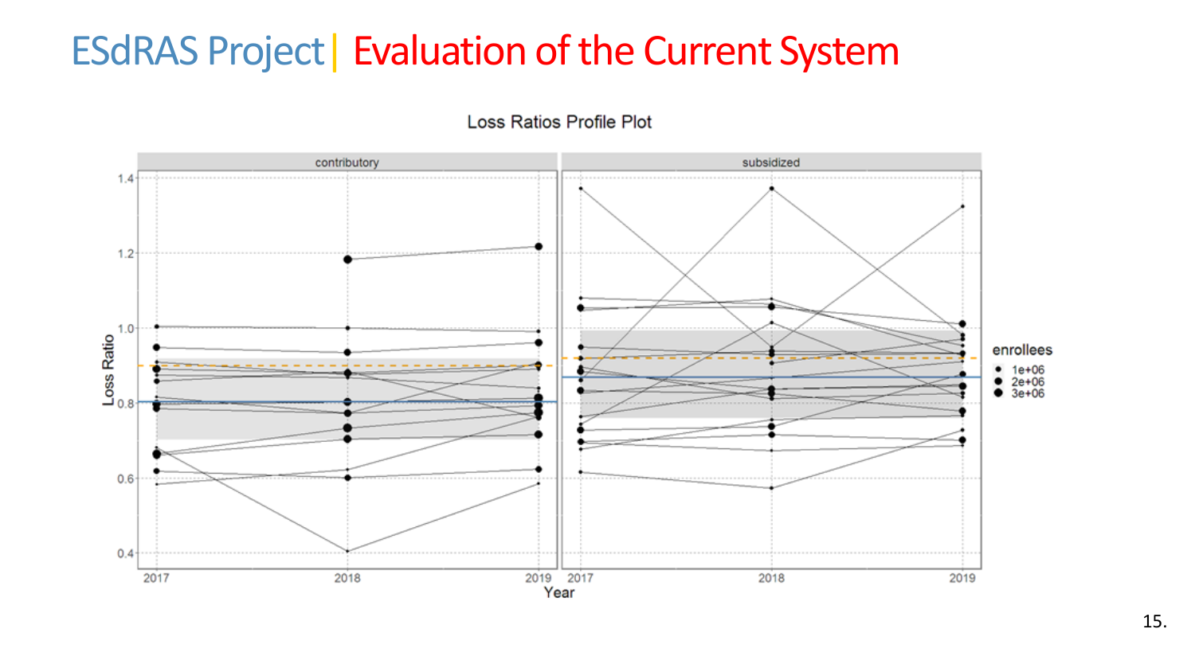# ESdRAS Project | Evaluation of the Current System

Loss Ratios Profile Plot

contributory | subsidized

Loss Ratio

Year

enrollees
- 1e+06
- 2e+06
- 3e+06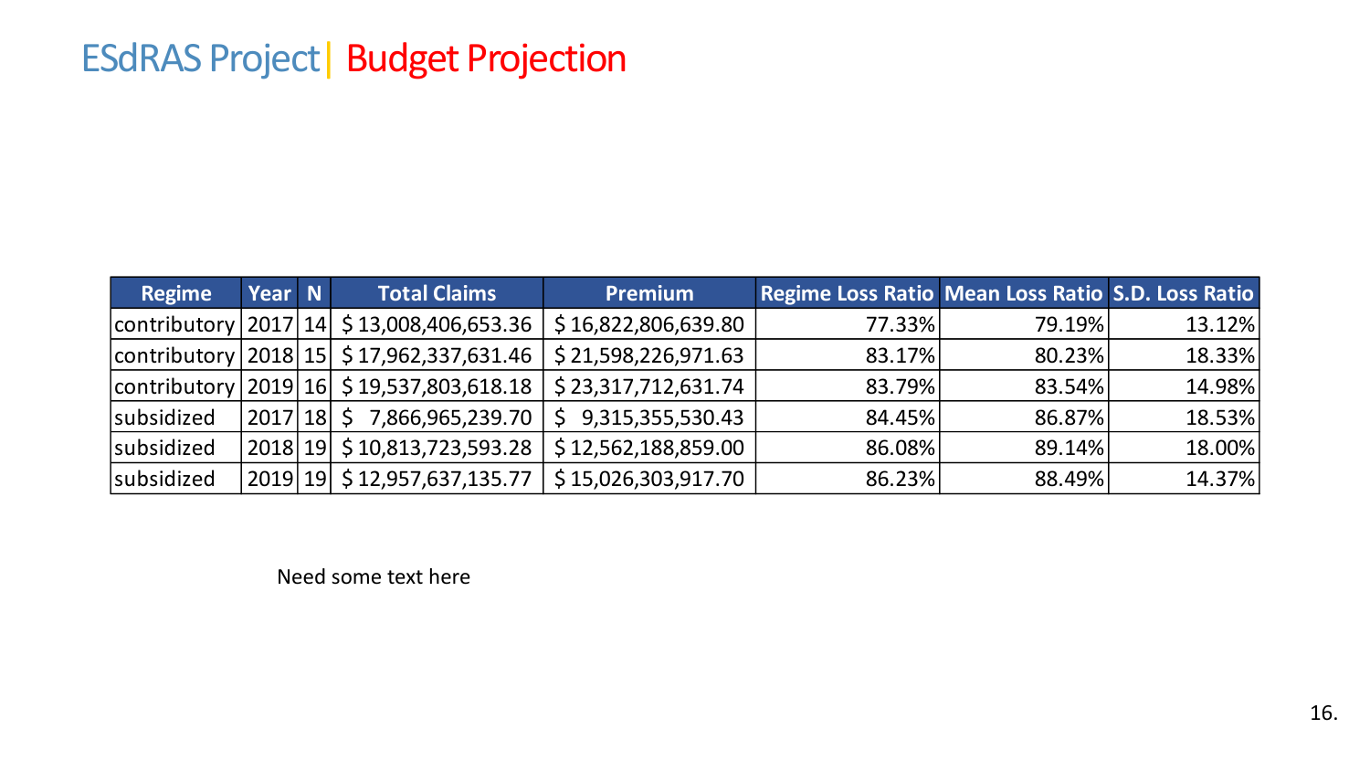# ESdRAS Project | Budget Projection

| Regime | Year | N | Total Claims | Premium | Regime Loss Ratio | Mean Loss Ratio | S.D. Loss Ratio |
|---|---|---|---|---|---|---|---|
| contributory | 2017 | 14 | $ 13,008,406,653.36 | $ 16,822,806,639.80 | 77.33% | 79.19% | 13.12% |
| contributory | 2018 | 15 | $ 17,962,337,631.46 | $ 21,598,226,971.63 | 83.17% | 80.23% | 18.33% |
| contributory | 2019 | 16 | $ 19,537,803,618.18 | $ 23,317,712,631.74 | 83.79% | 83.54% | 14.98% |
| subsidized | 2017 | 18 | $ 7,866,965,239.70 | $ 9,315,355,530.43 | 84.45% | 86.87% | 18.53% |
| subsidized | 2018 | 19 | $ 10,813,723,593.28 | $ 12,562,188,859.00 | 86.08% | 89.14% | 18.00% |
| subsidized | 2019 | 19 | $ 12,957,637,135.77 | $ 15,026,303,917.70 | 86.23% | 88.49% | 14.37% |

Need some text here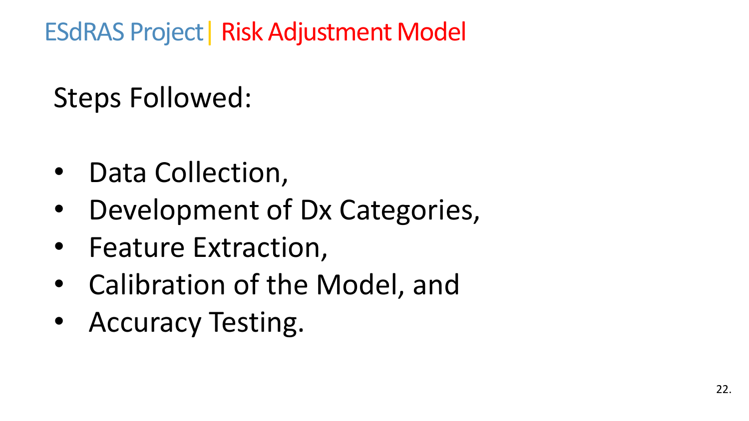# ESdRAS Project | Risk Adjustment Model

Steps Followed:

- Data Collection,
- Development of Dx Categories,
- Feature Extraction,
- Calibration of the Model, and
- Accuracy Testing.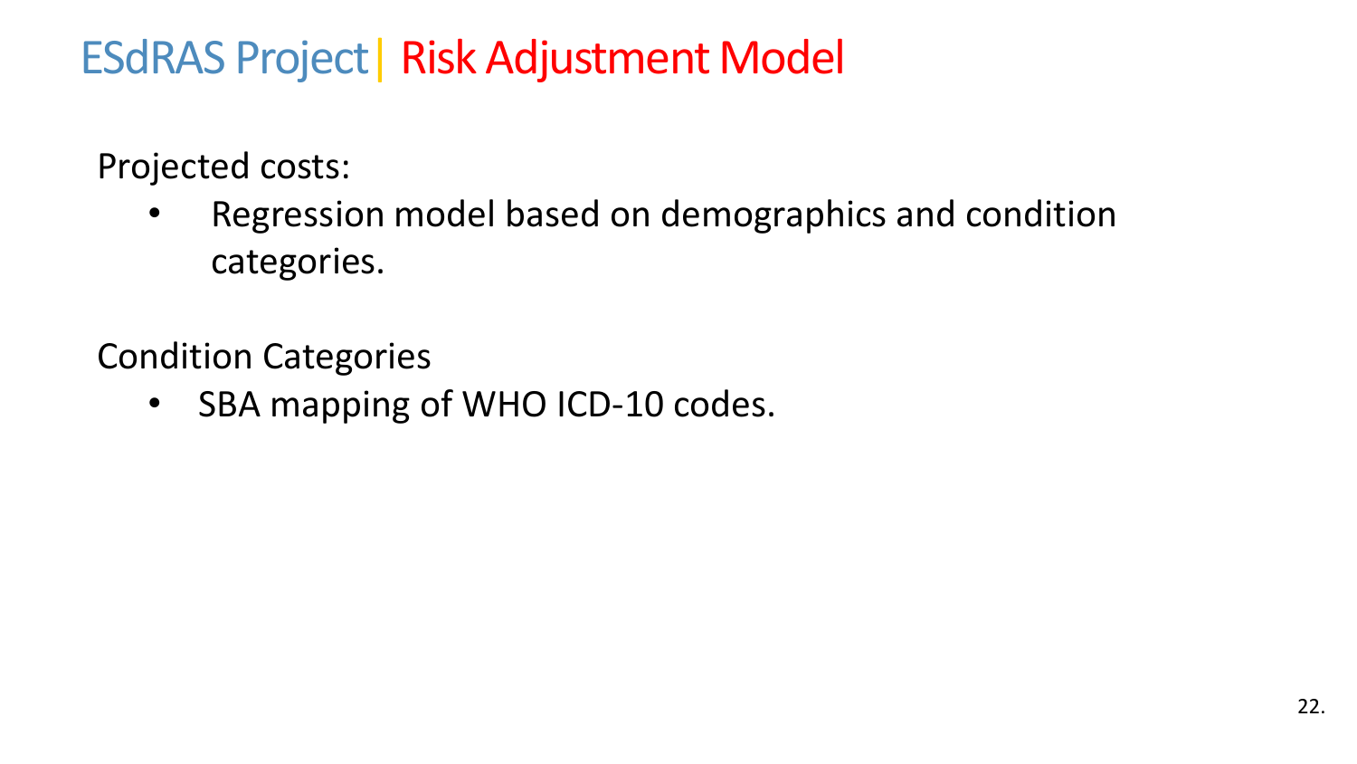# ESdRAS Project | Risk Adjustment Model

Projected costs:

- Regression model based on demographics and condition categories.

Condition Categories

- SBA mapping of WHO ICD-10 codes.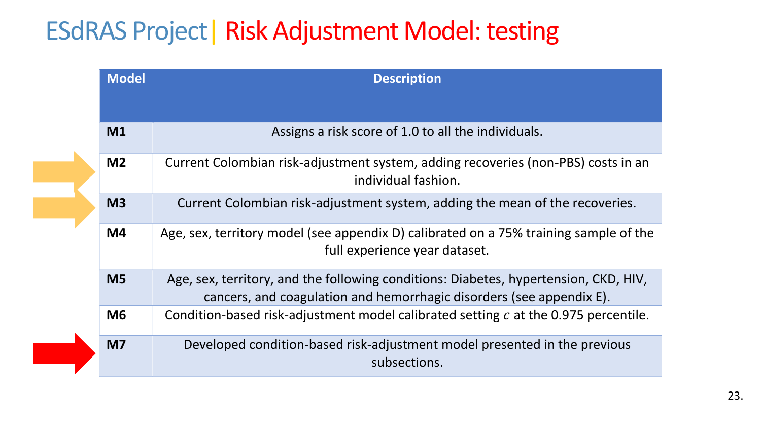# ESdRAS Project | Risk Adjustment Model: testing

| Model | Description |
|---|---|
| M1 | Assigns a risk score of 1.0 to all the individuals. |
| M2 | Current Colombian risk-adjustment system, adding recoveries (non-PBS) costs in an individual fashion. |
| M3 | Current Colombian risk-adjustment system, adding the mean of the recoveries. |
| M4 | Age, sex, territory model (see appendix D) calibrated on a 75% training sample of the full experience year dataset. |
| M5 | Age, sex, territory, and the following conditions: Diabetes, hypertension, CKD, HIV, cancers, and coagulation and hemorrhagic disorders (see appendix E). |
| M6 | Condition-based risk-adjustment model calibrated setting $c$ at the 0.975 percentile. |
| M7 | Developed condition-based risk-adjustment model presented in the previous subsections. |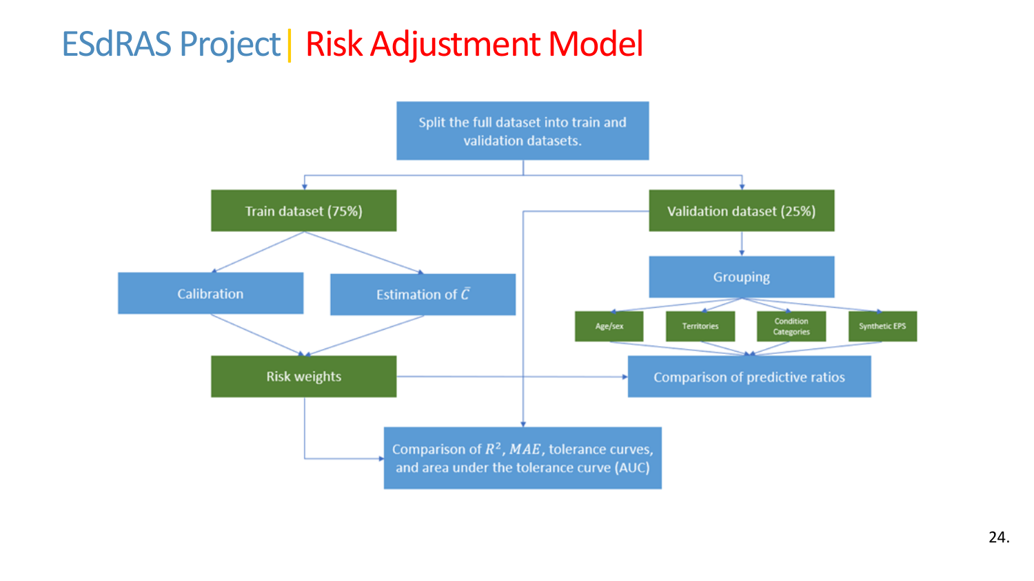# ESdRAS Project | Risk Adjustment Model

Split the full dataset into train and validation datasets.

- Train dataset (75%)
  - Calibration
  - Estimation of $\bar{C}$
  - Risk weights
- Validation dataset (25%)
  - Grouping
    - Age/sex
    - Territories
    - Condition Categories
    - Synthetic EPS

Comparison of predictive ratios

Comparison of $R^2$, $MAE$, tolerance curves, and area under the tolerance curve (AUC)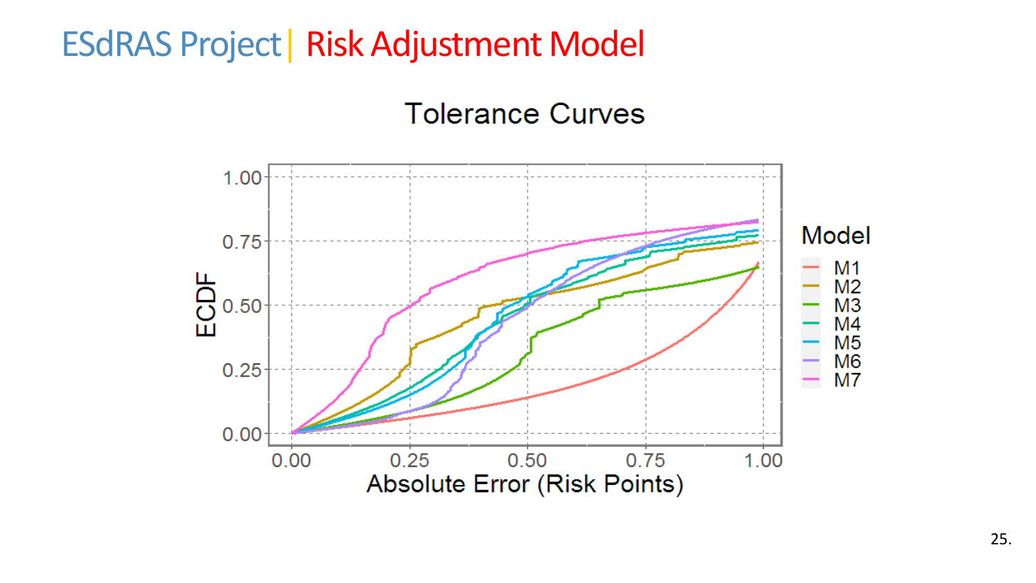# ESdRAS Project | Risk Adjustment Model

## Tolerance Curves

ECDF

Absolute Error (Risk Points)

Model: M1, M2, M3, M4, M5, M6, M7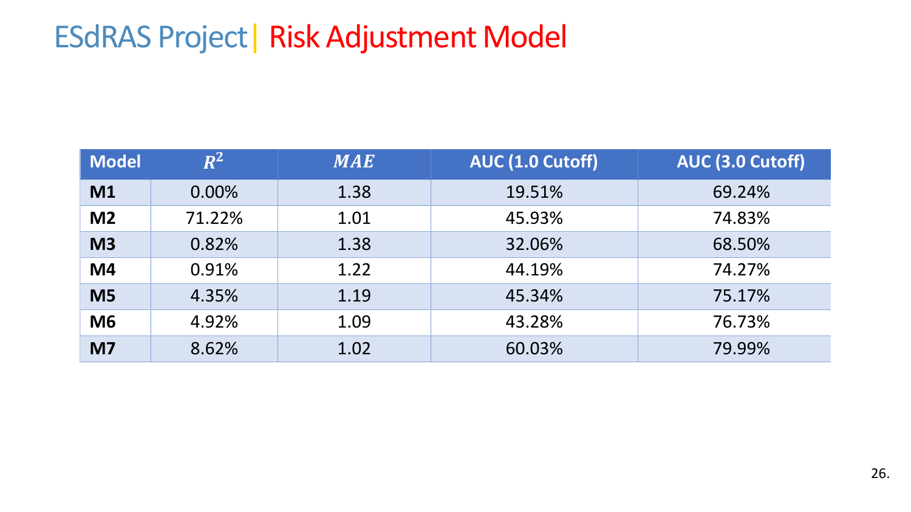# ESdRAS Project | Risk Adjustment Model

| Model | $R^2$ | $MAE$ | AUC (1.0 Cutoff) | AUC (3.0 Cutoff) |
|---|---|---|---|---|
| **M1** | 0.00% | 1.38 | 19.51% | 69.24% |
| **M2** | 71.22% | 1.01 | 45.93% | 74.83% |
| **M3** | 0.82% | 1.38 | 32.06% | 68.50% |
| **M4** | 0.91% | 1.22 | 44.19% | 74.27% |
| **M5** | 4.35% | 1.19 | 45.34% | 75.17% |
| **M6** | 4.92% | 1.09 | 43.28% | 76.73% |
| **M7** | 8.62% | 1.02 | 60.03% | 79.99% |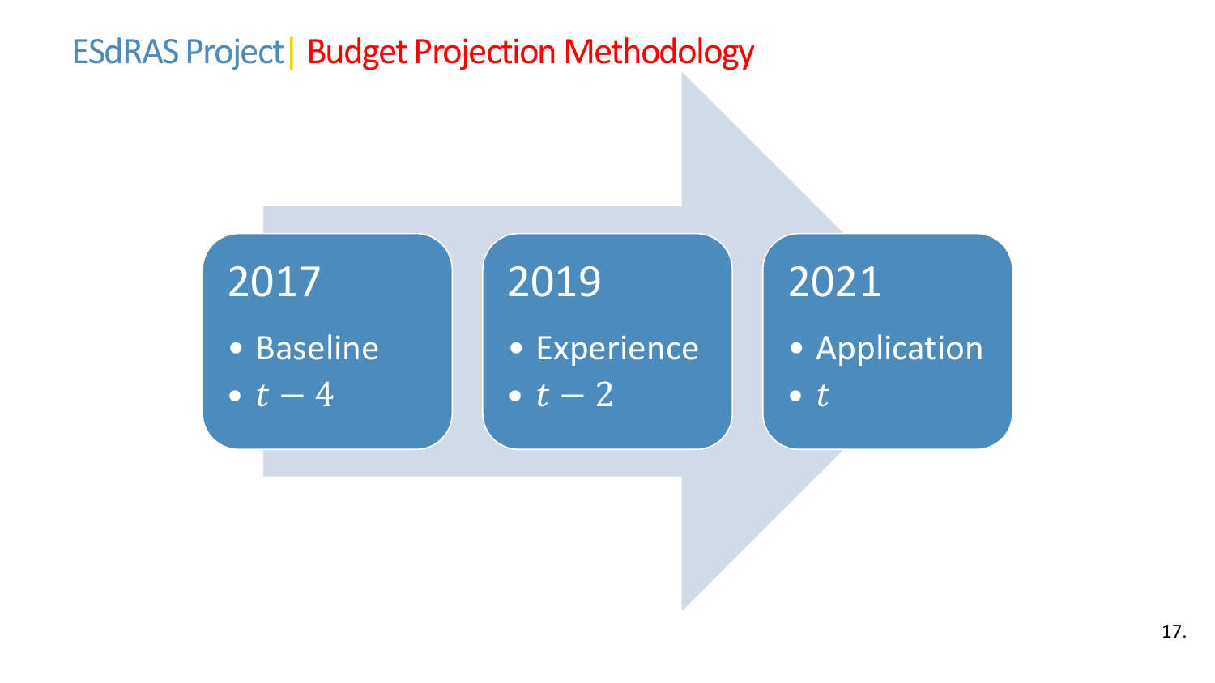# ESdRAS Project | Budget Projection Methodology

**2017**
- Baseline
- $t-4$

**2019**
- Experience
- $t-2$

**2021**
- Application
- $t$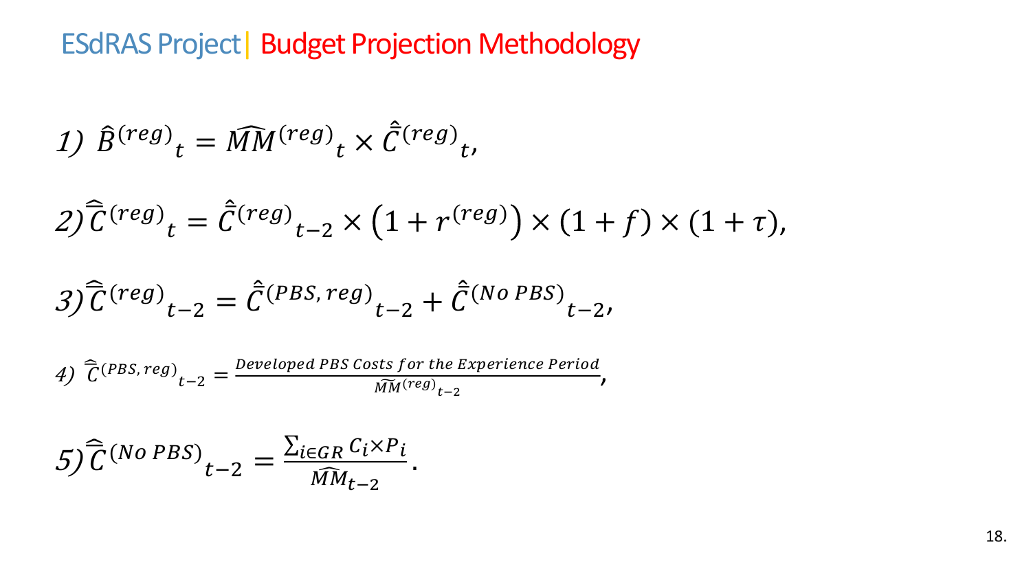# ESdRAS Project | Budget Projection Methodology

1) $\hat{B}^{(reg)}{}_{t} = \widehat{MM}^{(reg)}{}_{t} \times \hat{\hat{C}}^{(reg)}{}_{t}$,

2) $\widehat{\hat{C}}^{(reg)}{}_{t} = \hat{\hat{C}}^{(reg)}{}_{t-2} \times \left(1 + r^{(reg)}\right) \times (1 + f) \times (1 + \tau)$,

3) $\widehat{\hat{C}}^{(reg)}{}_{t-2} = \hat{\hat{C}}^{(PBS, reg)}{}_{t-2} + \hat{\hat{C}}^{(No\ PBS)}{}_{t-2}$,

4) $\widehat{\hat{C}}^{(PBS, reg)}{}_{t-2} = \dfrac{Developed\ PBS\ Costs\ for\ the\ Experience\ Period}{\widetilde{MM}^{(reg)}{}_{t-2}}$,

5) $\widehat{\hat{C}}^{(No\ PBS)}{}_{t-2} = \dfrac{\sum_{i \in GR} C_i \times P_i}{\widehat{MM}_{t-2}}$.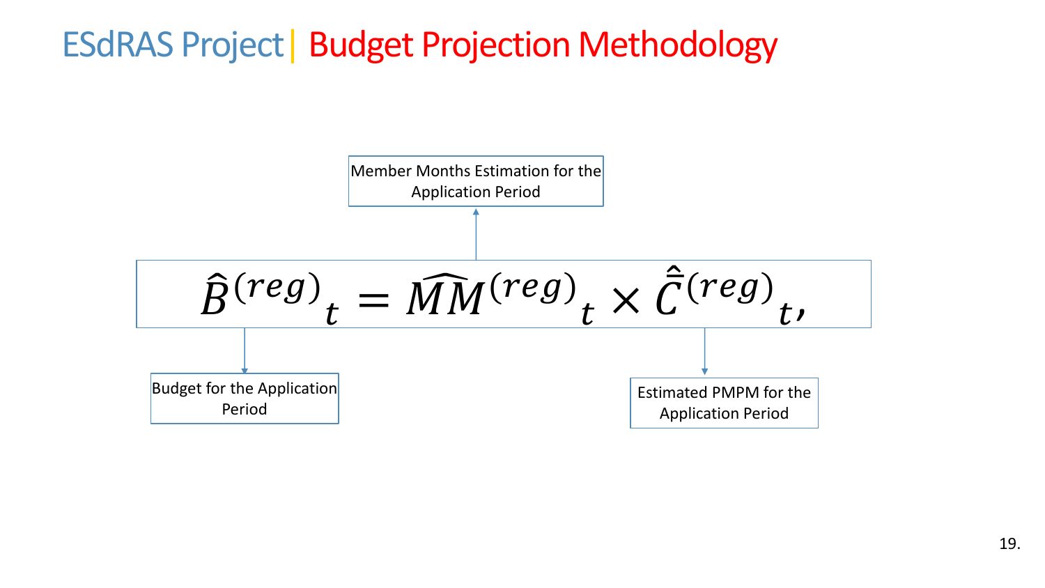# ESdRAS Project | Budget Projection Methodology

Member Months Estimation for the Application Period

$$\hat{B}^{(reg)}{}_t = \widehat{MM}^{(reg)}{}_t \times \hat{\hat{C}}^{(reg)}{}_t,$$

Budget for the Application Period

Estimated PMPM for the Application Period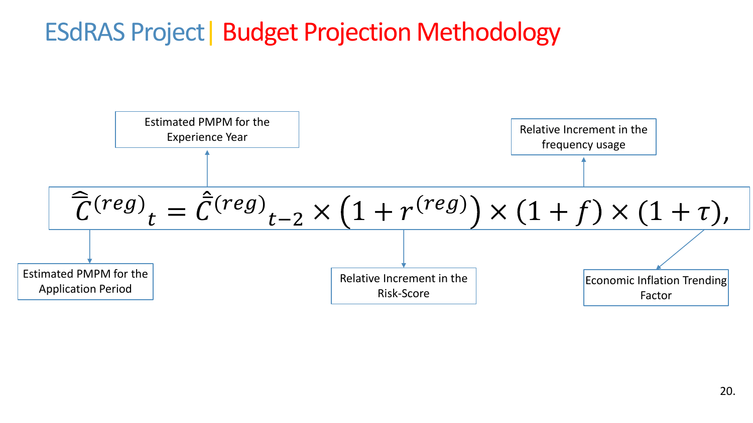# ESdRAS Project | Budget Projection Methodology

$$\hat{\hat{C}}^{(reg)}{}_{t} = \hat{\hat{C}}^{(reg)}{}_{t-2} \times \left(1 + r^{(reg)}\right) \times (1 + f) \times (1 + \tau),$$

- Estimated PMPM for the Application Period: $\hat{\hat{C}}^{(reg)}{}_{t}$
- Estimated PMPM for the Experience Year: $\hat{\hat{C}}^{(reg)}{}_{t-2}$
- Relative Increment in the Risk-Score: $r^{(reg)}$
- Relative Increment in the frequency usage: $f$
- Economic Inflation Trending Factor: $\tau$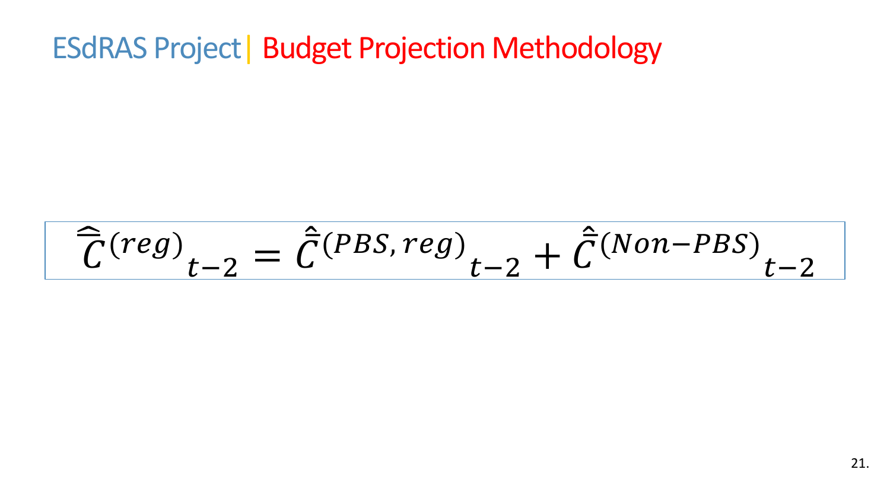# ESdRAS Project | Budget Projection Methodology

$$\widehat{C}^{(reg)}{}_{t-2} = \hat{\bar{C}}^{(PBS,reg)}{}_{t-2} + \hat{\bar{C}}^{(Non-PBS)}{}_{t-2}$$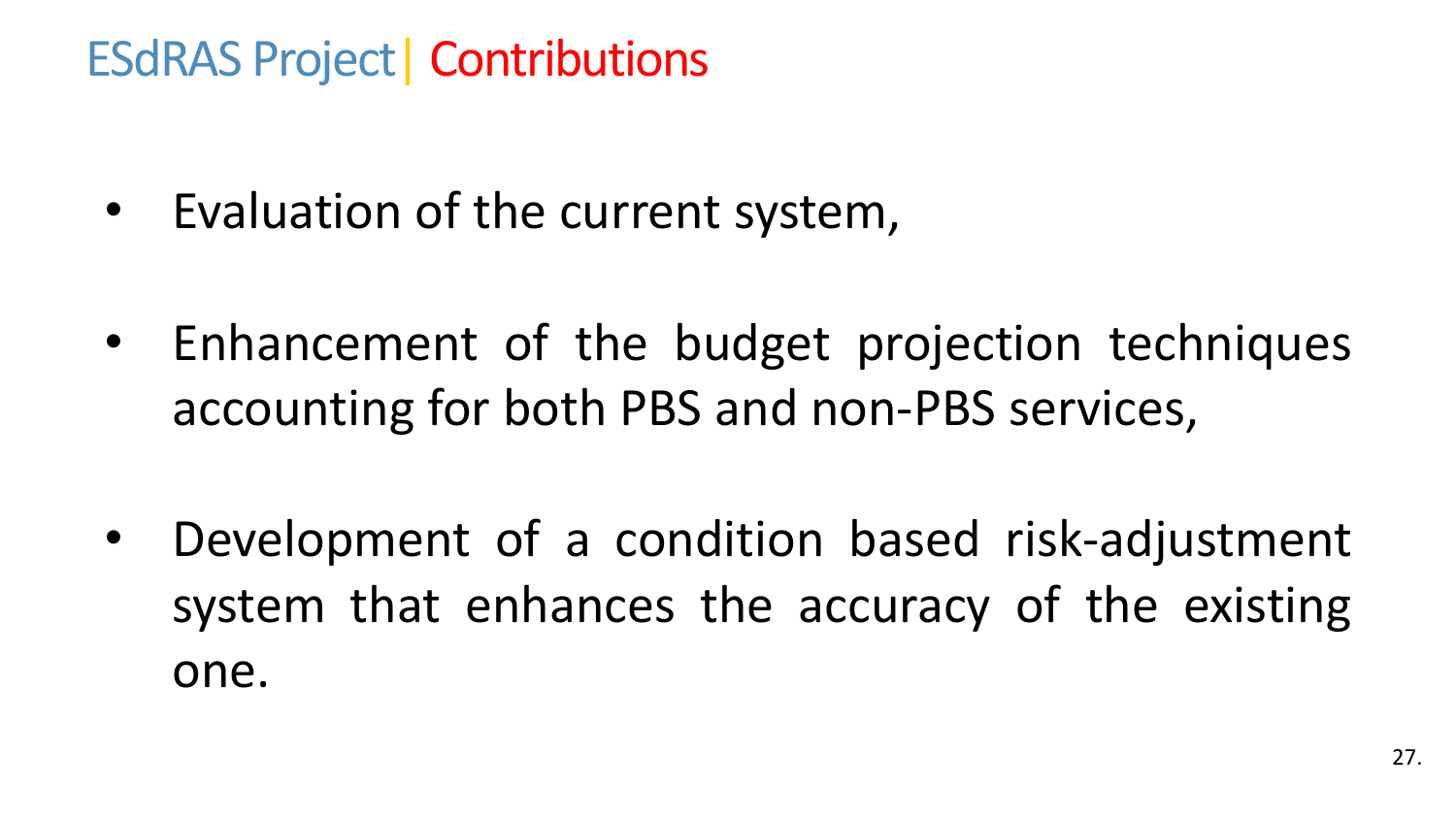# ESdRAS Project | Contributions

- Evaluation of the current system,
- Enhancement of the budget projection techniques accounting for both PBS and non-PBS services,
- Development of a condition based risk-adjustment system that enhances the accuracy of the existing one.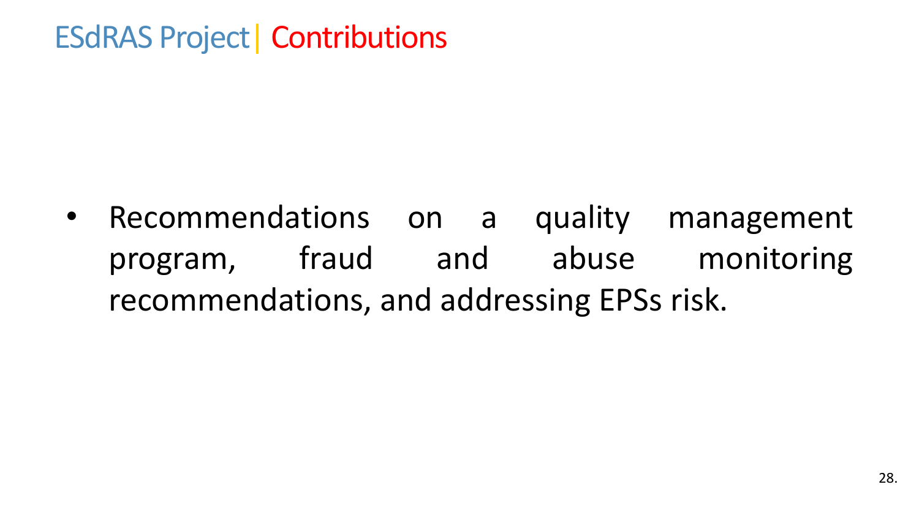# ESdRAS Project | Contributions

- Recommendations on a quality management program, fraud and abuse monitoring recommendations, and addressing EPSs risk.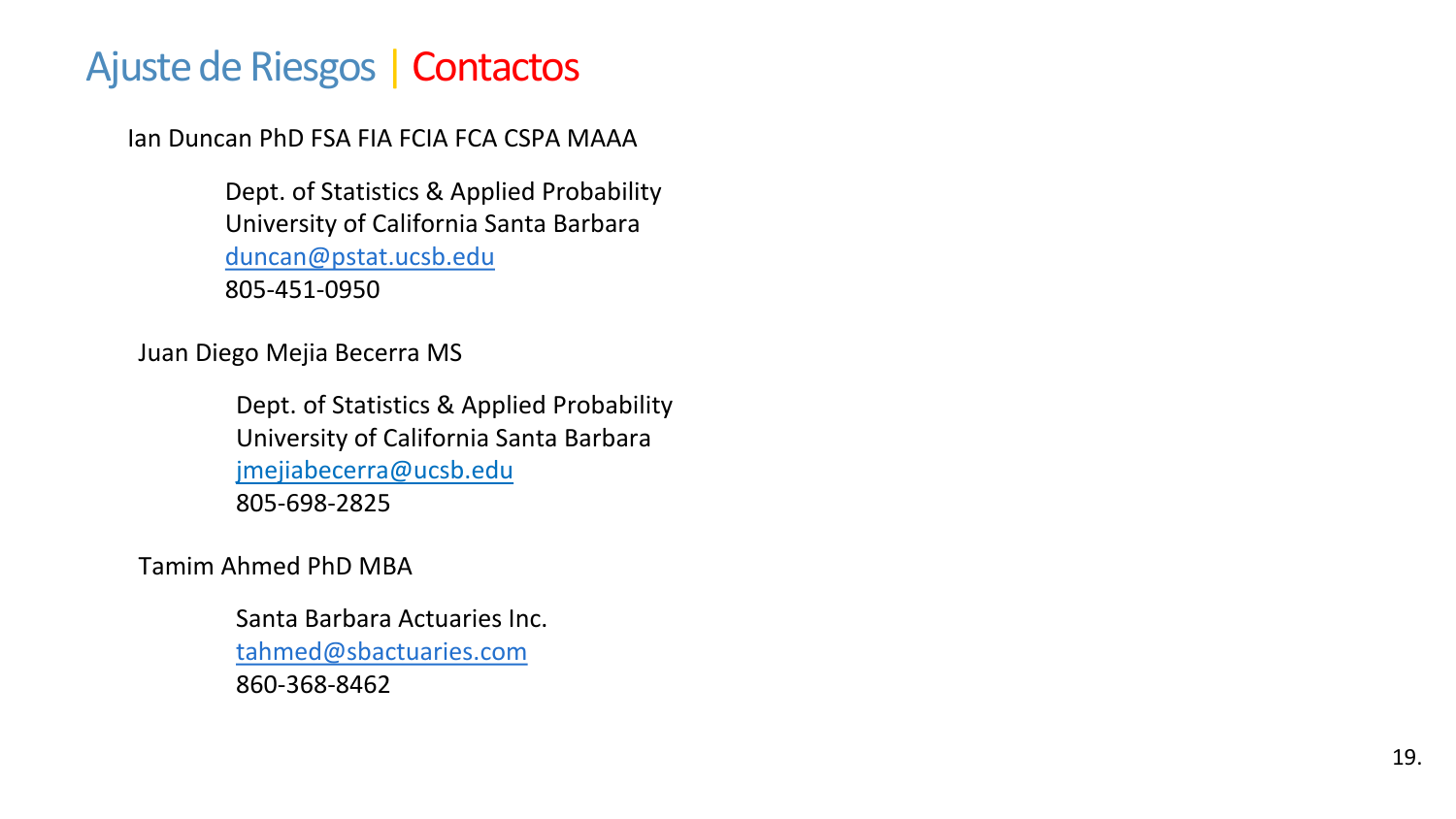# Ajuste de Riesgos | Contactos

Ian Duncan PhD FSA FIA FCIA FCA CSPA MAAA

Dept. of Statistics & Applied Probability
University of California Santa Barbara
duncan@pstat.ucsb.edu
805-451-0950

Juan Diego Mejia Becerra MS

Dept. of Statistics & Applied Probability
University of California Santa Barbara
jmejiabecerra@ucsb.edu
805-698-2825

Tamim Ahmed PhD MBA

Santa Barbara Actuaries Inc.
tahmed@sbactuaries.com
860-368-8462